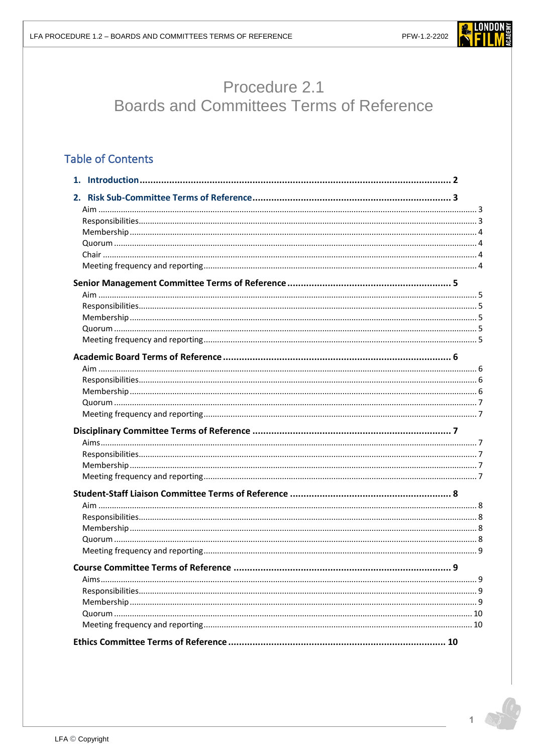# Procedure 2.1
# Boards and Committees Terms of Reference

## Table of Contents

**1. Introduction ........................................................................................................................ 2**

**2. Risk Sub-Committee Terms of Reference ............................................................................ 3**

- Aim ........................................................................................................................................ 3
- Responsibilities ...................................................................................................................... 3
- Membership ........................................................................................................................... 4
- Quorum .................................................................................................................................. 4
- Chair ....................................................................................................................................... 4
- Meeting frequency and reporting .......................................................................................... 4

**Senior Management Committee Terms of Reference .............................................................. 5**

- Aim ........................................................................................................................................ 5
- Responsibilities ...................................................................................................................... 5
- Membership ........................................................................................................................... 5
- Quorum .................................................................................................................................. 5
- Meeting frequency and reporting .......................................................................................... 5

**Academic Board Terms of Reference ...................................................................................... 6**

- Aim ........................................................................................................................................ 6
- Responsibilities ...................................................................................................................... 6
- Membership ........................................................................................................................... 6
- Quorum .................................................................................................................................. 7
- Meeting frequency and reporting .......................................................................................... 7

**Disciplinary Committee Terms of Reference .......................................................................... 7**

- Aims ....................................................................................................................................... 7
- Responsibilities ...................................................................................................................... 7
- Membership ........................................................................................................................... 7
- Meeting frequency and reporting .......................................................................................... 7

**Student-Staff Liaison Committee Terms of Reference ............................................................. 8**

- Aim ........................................................................................................................................ 8
- Responsibilities ...................................................................................................................... 8
- Membership ........................................................................................................................... 8
- Quorum .................................................................................................................................. 8
- Meeting frequency and reporting .......................................................................................... 9

**Course Committee Terms of Reference .................................................................................. 9**

- Aims ....................................................................................................................................... 9
- Responsibilities ...................................................................................................................... 9
- Membership ........................................................................................................................... 9
- Quorum ................................................................................................................................ 10
- Meeting frequency and reporting ........................................................................................ 10

**Ethics Committee Terms of Reference ................................................................................. 10**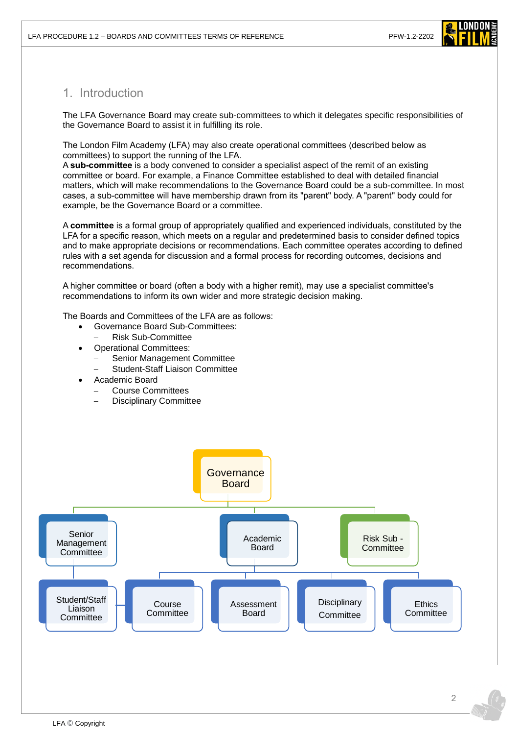# 1. Introduction

The LFA Governance Board may create sub-committees to which it delegates specific responsibilities of the Governance Board to assist it in fulfilling its role.

The London Film Academy (LFA) may also create operational committees (described below as committees) to support the running of the LFA.
A **sub-committee** is a body convened to consider a specialist aspect of the remit of an existing committee or board. For example, a Finance Committee established to deal with detailed financial matters, which will make recommendations to the Governance Board could be a sub-committee. In most cases, a sub-committee will have membership drawn from its "parent" body. A "parent" body could for example, be the Governance Board or a committee.

A **committee** is a formal group of appropriately qualified and experienced individuals, constituted by the LFA for a specific reason, which meets on a regular and predetermined basis to consider defined topics and to make appropriate decisions or recommendations. Each committee operates according to defined rules with a set agenda for discussion and a formal process for recording outcomes, decisions and recommendations.

A higher committee or board (often a body with a higher remit), may use a specialist committee's recommendations to inform its own wider and more strategic decision making.

The Boards and Committees of the LFA are as follows:

- Governance Board Sub-Committees:
  - Risk Sub-Committee
- Operational Committees:
  - Senior Management Committee
  - Student-Staff Liaison Committee
- Academic Board
  - Course Committees
  - Disciplinary Committee

Governance Board

Senior Management Committee | Academic Board | Risk Sub - Committee

Student/Staff Liaison Committee | Course Committee | Assessment Board | Disciplinary Committee | Ethics Committee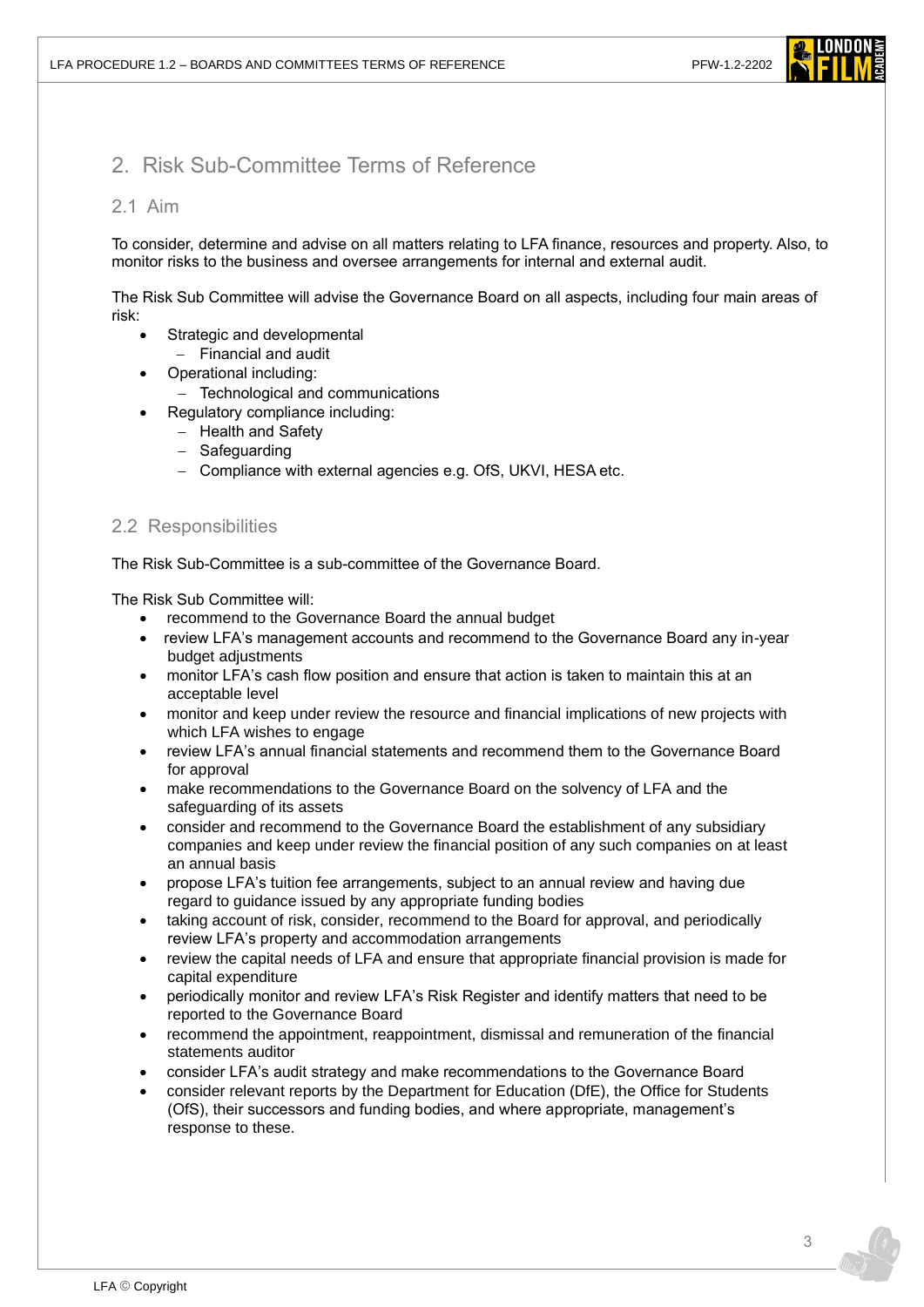## 2. Risk Sub-Committee Terms of Reference

### 2.1 Aim

To consider, determine and advise on all matters relating to LFA finance, resources and property. Also, to monitor risks to the business and oversee arrangements for internal and external audit.

The Risk Sub Committee will advise the Governance Board on all aspects, including four main areas of risk:

- Strategic and developmental
  - Financial and audit
- Operational including:
  - Technological and communications
- Regulatory compliance including:
  - Health and Safety
  - Safeguarding
  - Compliance with external agencies e.g. OfS, UKVI, HESA etc.

### 2.2 Responsibilities

The Risk Sub-Committee is a sub-committee of the Governance Board.

The Risk Sub Committee will:

- recommend to the Governance Board the annual budget
- review LFA's management accounts and recommend to the Governance Board any in-year budget adjustments
- monitor LFA's cash flow position and ensure that action is taken to maintain this at an acceptable level
- monitor and keep under review the resource and financial implications of new projects with which LFA wishes to engage
- review LFA's annual financial statements and recommend them to the Governance Board for approval
- make recommendations to the Governance Board on the solvency of LFA and the safeguarding of its assets
- consider and recommend to the Governance Board the establishment of any subsidiary companies and keep under review the financial position of any such companies on at least an annual basis
- propose LFA's tuition fee arrangements, subject to an annual review and having due regard to guidance issued by any appropriate funding bodies
- taking account of risk, consider, recommend to the Board for approval, and periodically review LFA's property and accommodation arrangements
- review the capital needs of LFA and ensure that appropriate financial provision is made for capital expenditure
- periodically monitor and review LFA's Risk Register and identify matters that need to be reported to the Governance Board
- recommend the appointment, reappointment, dismissal and remuneration of the financial statements auditor
- consider LFA's audit strategy and make recommendations to the Governance Board
- consider relevant reports by the Department for Education (DfE), the Office for Students (OfS), their successors and funding bodies, and where appropriate, management's response to these.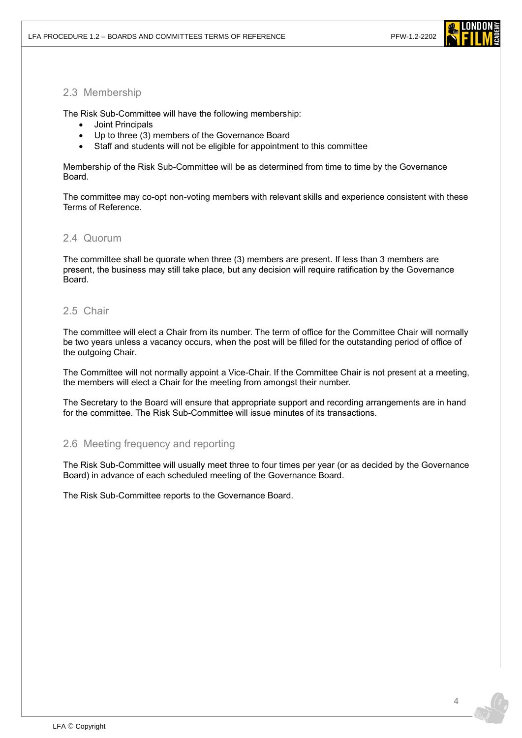## 2.3 Membership

The Risk Sub-Committee will have the following membership:

- Joint Principals
- Up to three (3) members of the Governance Board
- Staff and students will not be eligible for appointment to this committee

Membership of the Risk Sub-Committee will be as determined from time to time by the Governance Board.

The committee may co-opt non-voting members with relevant skills and experience consistent with these Terms of Reference.

## 2.4 Quorum

The committee shall be quorate when three (3) members are present. If less than 3 members are present, the business may still take place, but any decision will require ratification by the Governance Board.

## 2.5 Chair

The committee will elect a Chair from its number. The term of office for the Committee Chair will normally be two years unless a vacancy occurs, when the post will be filled for the outstanding period of office of the outgoing Chair.

The Committee will not normally appoint a Vice-Chair. If the Committee Chair is not present at a meeting, the members will elect a Chair for the meeting from amongst their number.

The Secretary to the Board will ensure that appropriate support and recording arrangements are in hand for the committee. The Risk Sub-Committee will issue minutes of its transactions.

## 2.6 Meeting frequency and reporting

The Risk Sub-Committee will usually meet three to four times per year (or as decided by the Governance Board) in advance of each scheduled meeting of the Governance Board.

The Risk Sub-Committee reports to the Governance Board.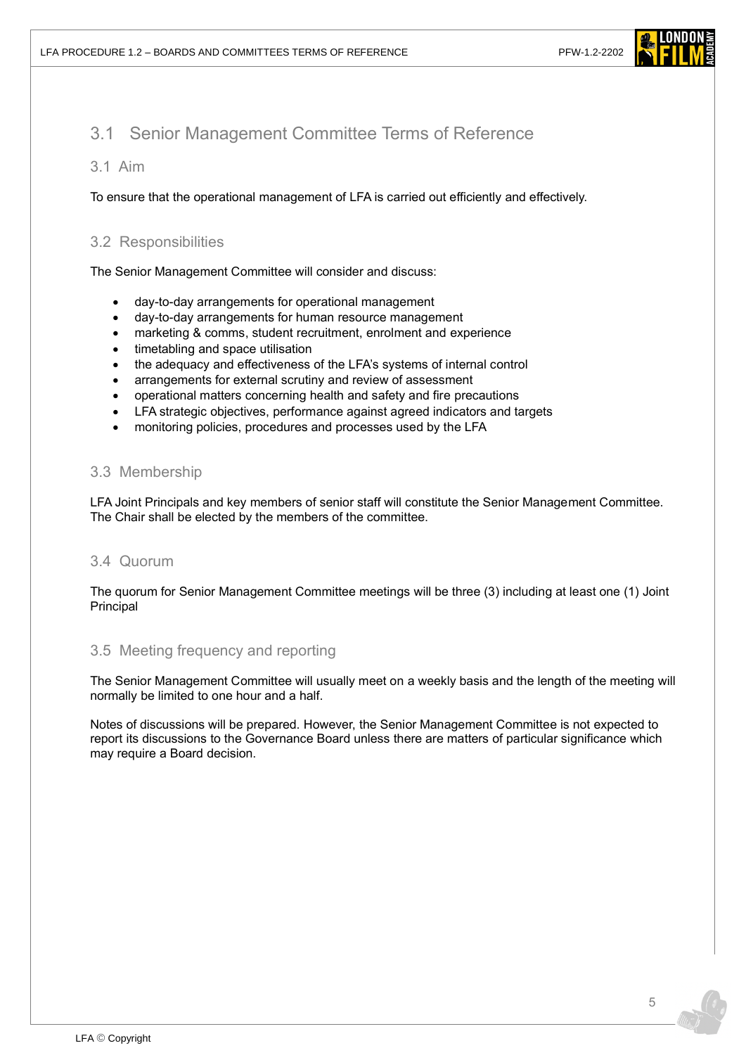## 3.1 Senior Management Committee Terms of Reference

### 3.1 Aim

To ensure that the operational management of LFA is carried out efficiently and effectively.

### 3.2 Responsibilities

The Senior Management Committee will consider and discuss:

- day-to-day arrangements for operational management
- day-to-day arrangements for human resource management
- marketing & comms, student recruitment, enrolment and experience
- timetabling and space utilisation
- the adequacy and effectiveness of the LFA's systems of internal control
- arrangements for external scrutiny and review of assessment
- operational matters concerning health and safety and fire precautions
- LFA strategic objectives, performance against agreed indicators and targets
- monitoring policies, procedures and processes used by the LFA

### 3.3 Membership

LFA Joint Principals and key members of senior staff will constitute the Senior Management Committee. The Chair shall be elected by the members of the committee.

### 3.4 Quorum

The quorum for Senior Management Committee meetings will be three (3) including at least one (1) Joint Principal

### 3.5 Meeting frequency and reporting

The Senior Management Committee will usually meet on a weekly basis and the length of the meeting will normally be limited to one hour and a half.

Notes of discussions will be prepared. However, the Senior Management Committee is not expected to report its discussions to the Governance Board unless there are matters of particular significance which may require a Board decision.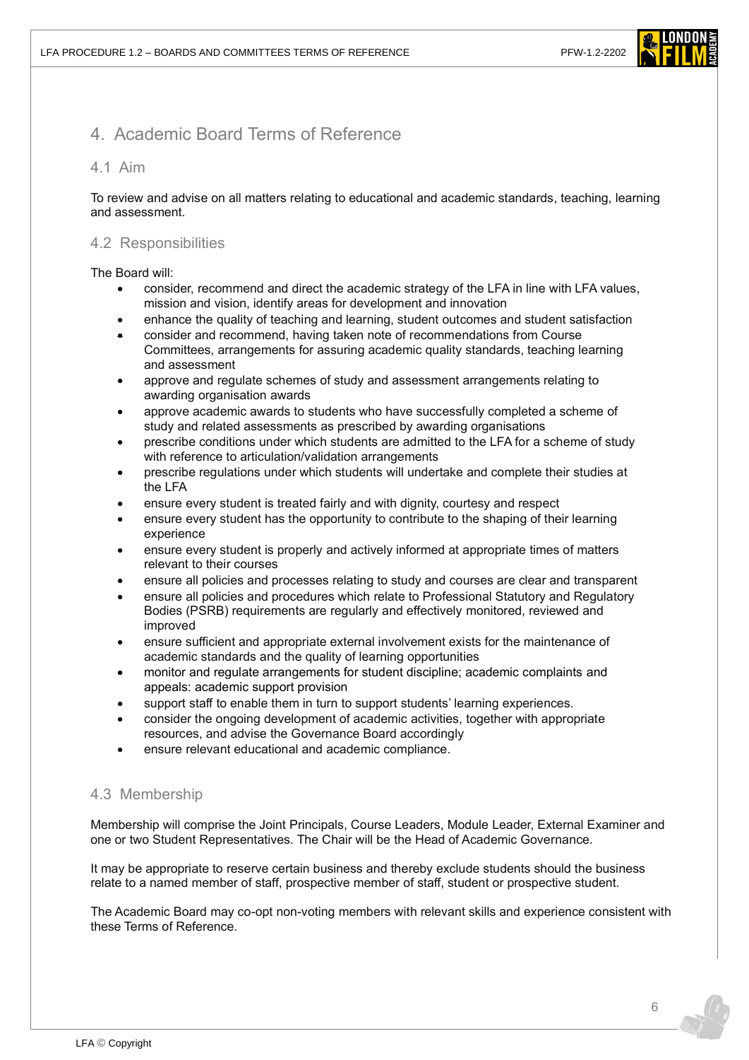# 4. Academic Board Terms of Reference

## 4.1 Aim

To review and advise on all matters relating to educational and academic standards, teaching, learning and assessment.

## 4.2 Responsibilities

The Board will:

- consider, recommend and direct the academic strategy of the LFA in line with LFA values, mission and vision, identify areas for development and innovation
- enhance the quality of teaching and learning, student outcomes and student satisfaction
- consider and recommend, having taken note of recommendations from Course Committees, arrangements for assuring academic quality standards, teaching learning and assessment
- approve and regulate schemes of study and assessment arrangements relating to awarding organisation awards
- approve academic awards to students who have successfully completed a scheme of study and related assessments as prescribed by awarding organisations
- prescribe conditions under which students are admitted to the LFA for a scheme of study with reference to articulation/validation arrangements
- prescribe regulations under which students will undertake and complete their studies at the LFA
- ensure every student is treated fairly and with dignity, courtesy and respect
- ensure every student has the opportunity to contribute to the shaping of their learning experience
- ensure every student is properly and actively informed at appropriate times of matters relevant to their courses
- ensure all policies and processes relating to study and courses are clear and transparent
- ensure all policies and procedures which relate to Professional Statutory and Regulatory Bodies (PSRB) requirements are regularly and effectively monitored, reviewed and improved
- ensure sufficient and appropriate external involvement exists for the maintenance of academic standards and the quality of learning opportunities
- monitor and regulate arrangements for student discipline; academic complaints and appeals: academic support provision
- support staff to enable them in turn to support students' learning experiences.
- consider the ongoing development of academic activities, together with appropriate resources, and advise the Governance Board accordingly
- ensure relevant educational and academic compliance.

## 4.3 Membership

Membership will comprise the Joint Principals, Course Leaders, Module Leader, External Examiner and one or two Student Representatives. The Chair will be the Head of Academic Governance.

It may be appropriate to reserve certain business and thereby exclude students should the business relate to a named member of staff, prospective member of staff, student or prospective student.

The Academic Board may co-opt non-voting members with relevant skills and experience consistent with these Terms of Reference.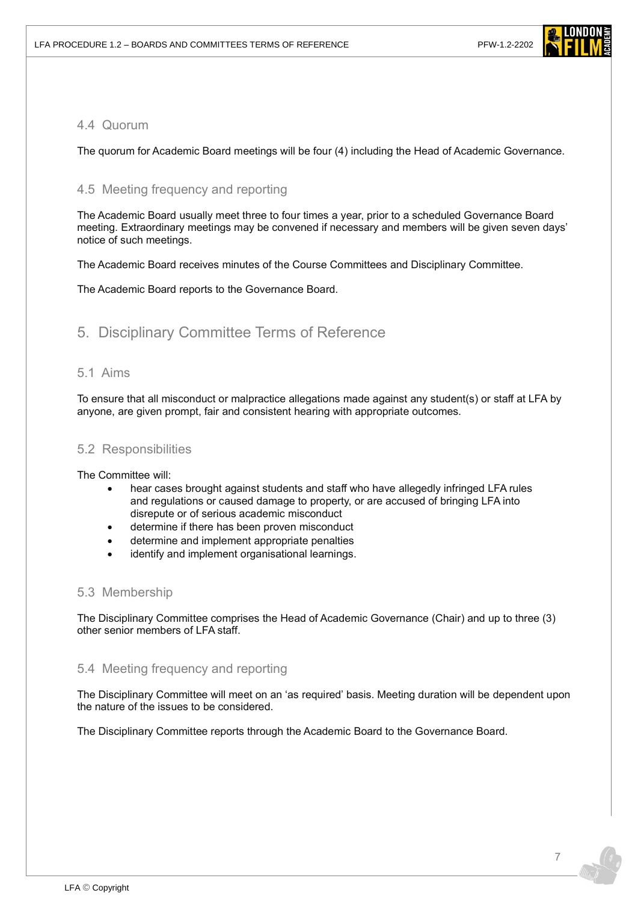### 4.4 Quorum

The quorum for Academic Board meetings will be four (4) including the Head of Academic Governance.

### 4.5 Meeting frequency and reporting

The Academic Board usually meet three to four times a year, prior to a scheduled Governance Board meeting. Extraordinary meetings may be convened if necessary and members will be given seven days' notice of such meetings.

The Academic Board receives minutes of the Course Committees and Disciplinary Committee.

The Academic Board reports to the Governance Board.

## 5. Disciplinary Committee Terms of Reference

### 5.1 Aims

To ensure that all misconduct or malpractice allegations made against any student(s) or staff at LFA by anyone, are given prompt, fair and consistent hearing with appropriate outcomes.

### 5.2 Responsibilities

The Committee will:

- hear cases brought against students and staff who have allegedly infringed LFA rules and regulations or caused damage to property, or are accused of bringing LFA into disrepute or of serious academic misconduct
- determine if there has been proven misconduct
- determine and implement appropriate penalties
- identify and implement organisational learnings.

### 5.3 Membership

The Disciplinary Committee comprises the Head of Academic Governance (Chair) and up to three (3) other senior members of LFA staff.

### 5.4 Meeting frequency and reporting

The Disciplinary Committee will meet on an 'as required' basis. Meeting duration will be dependent upon the nature of the issues to be considered.

The Disciplinary Committee reports through the Academic Board to the Governance Board.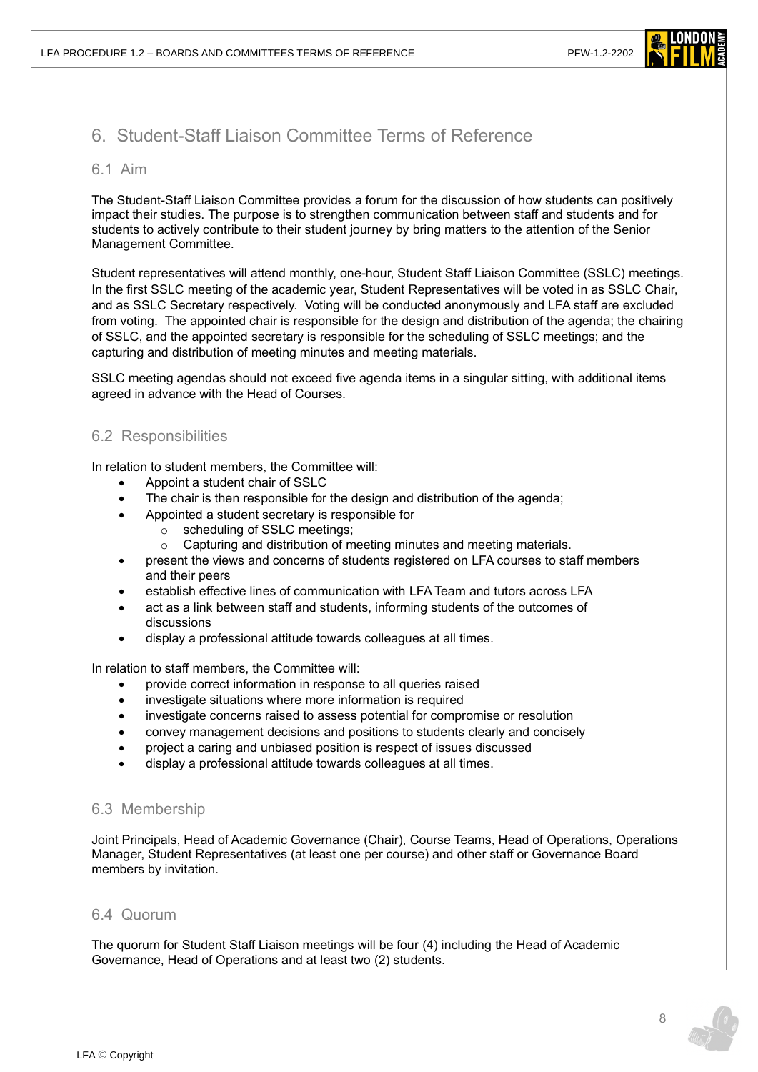# 6. Student-Staff Liaison Committee Terms of Reference

## 6.1 Aim

The Student-Staff Liaison Committee provides a forum for the discussion of how students can positively impact their studies. The purpose is to strengthen communication between staff and students and for students to actively contribute to their student journey by bring matters to the attention of the Senior Management Committee.

Student representatives will attend monthly, one-hour, Student Staff Liaison Committee (SSLC) meetings. In the first SSLC meeting of the academic year, Student Representatives will be voted in as SSLC Chair, and as SSLC Secretary respectively. Voting will be conducted anonymously and LFA staff are excluded from voting. The appointed chair is responsible for the design and distribution of the agenda; the chairing of SSLC, and the appointed secretary is responsible for the scheduling of SSLC meetings; and the capturing and distribution of meeting minutes and meeting materials.

SSLC meeting agendas should not exceed five agenda items in a singular sitting, with additional items agreed in advance with the Head of Courses.

## 6.2 Responsibilities

In relation to student members, the Committee will:

- Appoint a student chair of SSLC
- The chair is then responsible for the design and distribution of the agenda;
- Appointed a student secretary is responsible for
  - scheduling of SSLC meetings;
  - Capturing and distribution of meeting minutes and meeting materials.
- present the views and concerns of students registered on LFA courses to staff members and their peers
- establish effective lines of communication with LFA Team and tutors across LFA
- act as a link between staff and students, informing students of the outcomes of discussions
- display a professional attitude towards colleagues at all times.

In relation to staff members, the Committee will:

- provide correct information in response to all queries raised
- investigate situations where more information is required
- investigate concerns raised to assess potential for compromise or resolution
- convey management decisions and positions to students clearly and concisely
- project a caring and unbiased position is respect of issues discussed
- display a professional attitude towards colleagues at all times.

## 6.3 Membership

Joint Principals, Head of Academic Governance (Chair), Course Teams, Head of Operations, Operations Manager, Student Representatives (at least one per course) and other staff or Governance Board members by invitation.

## 6.4 Quorum

The quorum for Student Staff Liaison meetings will be four (4) including the Head of Academic Governance, Head of Operations and at least two (2) students.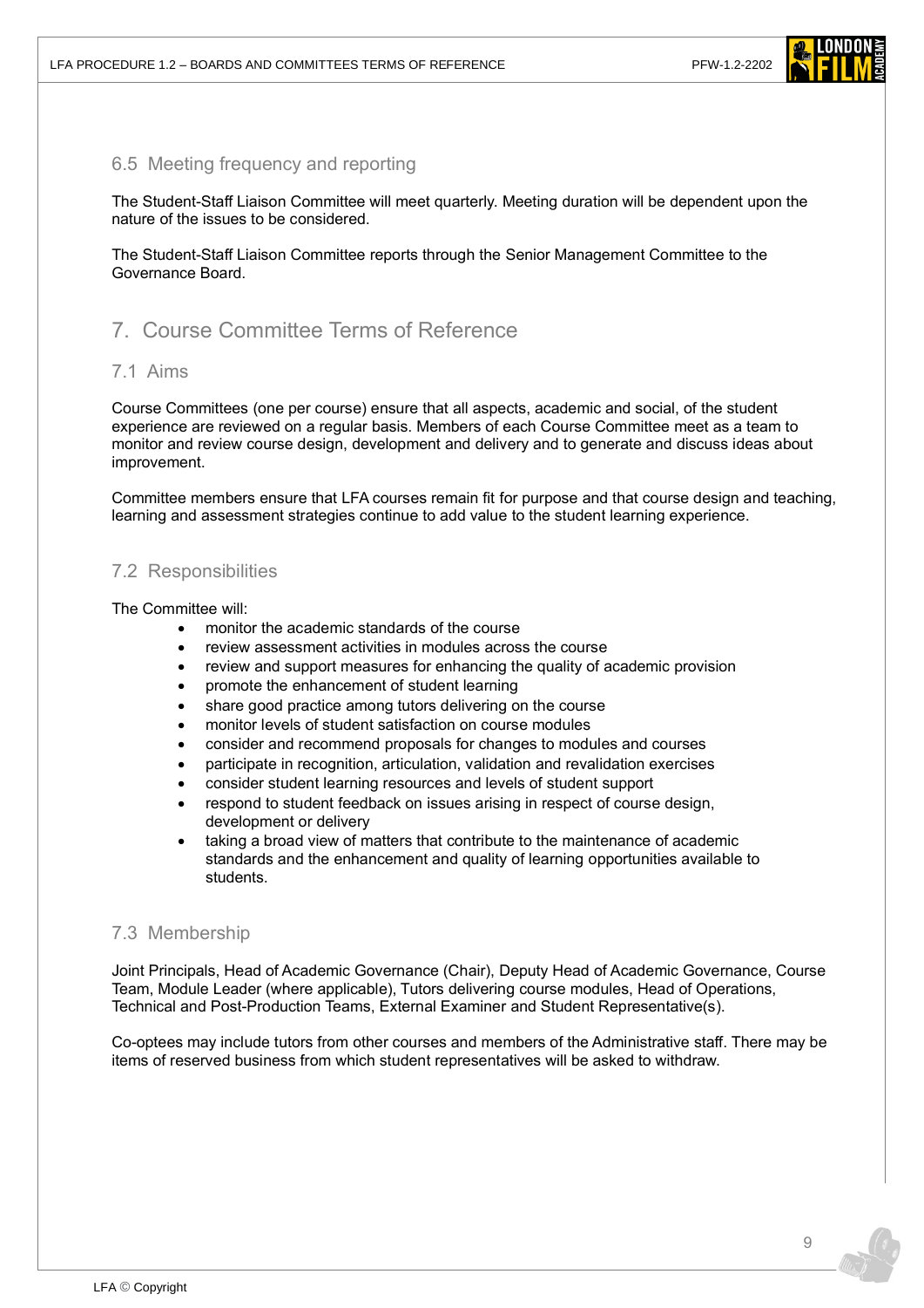### 6.5 Meeting frequency and reporting

The Student-Staff Liaison Committee will meet quarterly. Meeting duration will be dependent upon the nature of the issues to be considered.

The Student-Staff Liaison Committee reports through the Senior Management Committee to the Governance Board.

## 7. Course Committee Terms of Reference

### 7.1 Aims

Course Committees (one per course) ensure that all aspects, academic and social, of the student experience are reviewed on a regular basis. Members of each Course Committee meet as a team to monitor and review course design, development and delivery and to generate and discuss ideas about improvement.

Committee members ensure that LFA courses remain fit for purpose and that course design and teaching, learning and assessment strategies continue to add value to the student learning experience.

### 7.2 Responsibilities

The Committee will:

- monitor the academic standards of the course
- review assessment activities in modules across the course
- review and support measures for enhancing the quality of academic provision
- promote the enhancement of student learning
- share good practice among tutors delivering on the course
- monitor levels of student satisfaction on course modules
- consider and recommend proposals for changes to modules and courses
- participate in recognition, articulation, validation and revalidation exercises
- consider student learning resources and levels of student support
- respond to student feedback on issues arising in respect of course design, development or delivery
- taking a broad view of matters that contribute to the maintenance of academic standards and the enhancement and quality of learning opportunities available to students.

### 7.3 Membership

Joint Principals, Head of Academic Governance (Chair), Deputy Head of Academic Governance, Course Team, Module Leader (where applicable), Tutors delivering course modules, Head of Operations, Technical and Post-Production Teams, External Examiner and Student Representative(s).

Co-optees may include tutors from other courses and members of the Administrative staff. There may be items of reserved business from which student representatives will be asked to withdraw.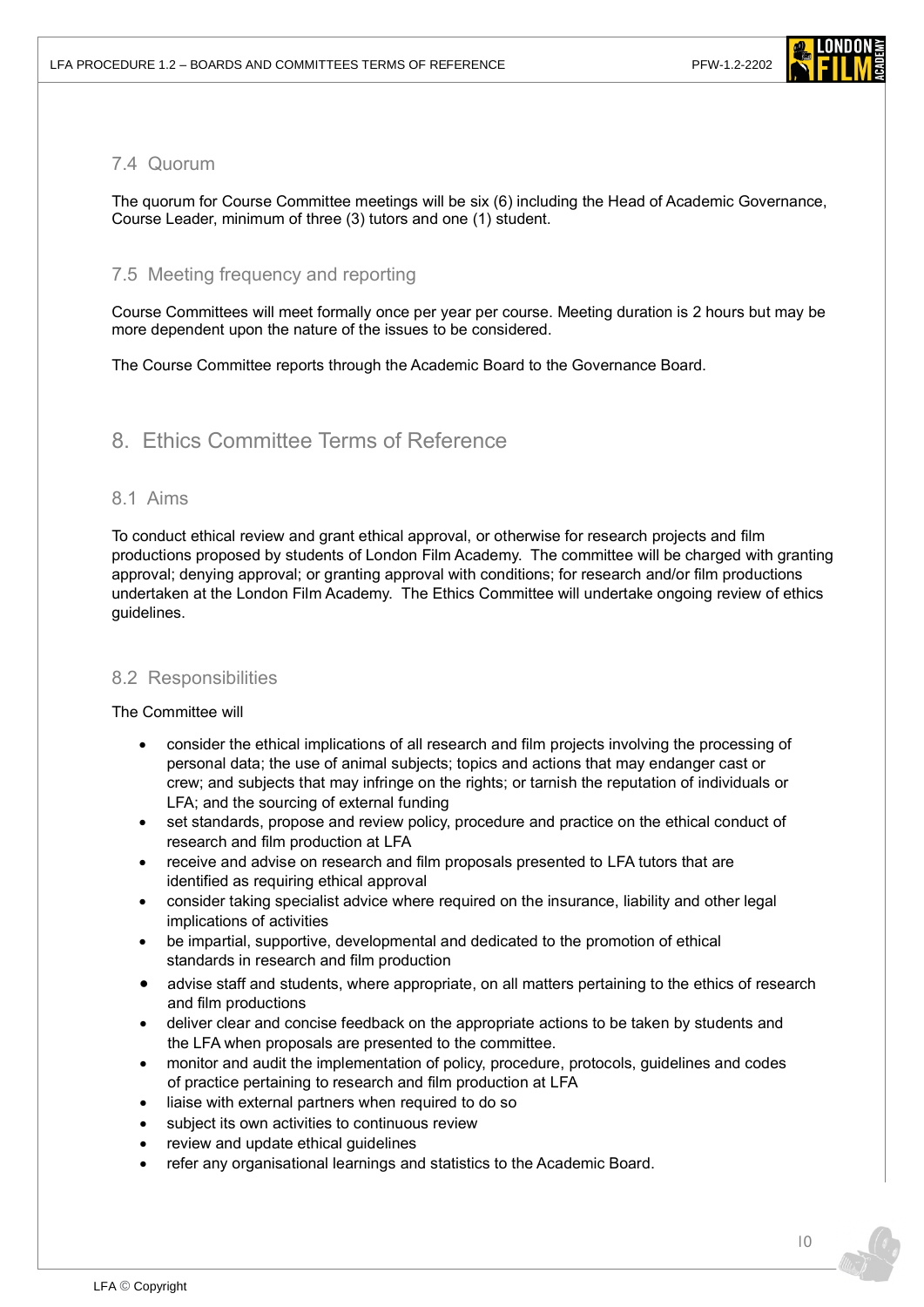### 7.4 Quorum

The quorum for Course Committee meetings will be six (6) including the Head of Academic Governance, Course Leader, minimum of three (3) tutors and one (1) student.

### 7.5 Meeting frequency and reporting

Course Committees will meet formally once per year per course. Meeting duration is 2 hours but may be more dependent upon the nature of the issues to be considered.

The Course Committee reports through the Academic Board to the Governance Board.

## 8. Ethics Committee Terms of Reference

### 8.1 Aims

To conduct ethical review and grant ethical approval, or otherwise for research projects and film productions proposed by students of London Film Academy. The committee will be charged with granting approval; denying approval; or granting approval with conditions; for research and/or film productions undertaken at the London Film Academy. The Ethics Committee will undertake ongoing review of ethics guidelines.

### 8.2 Responsibilities

The Committee will

- consider the ethical implications of all research and film projects involving the processing of personal data; the use of animal subjects; topics and actions that may endanger cast or crew; and subjects that may infringe on the rights; or tarnish the reputation of individuals or LFA; and the sourcing of external funding
- set standards, propose and review policy, procedure and practice on the ethical conduct of research and film production at LFA
- receive and advise on research and film proposals presented to LFA tutors that are identified as requiring ethical approval
- consider taking specialist advice where required on the insurance, liability and other legal implications of activities
- be impartial, supportive, developmental and dedicated to the promotion of ethical standards in research and film production
- advise staff and students, where appropriate, on all matters pertaining to the ethics of research and film productions
- deliver clear and concise feedback on the appropriate actions to be taken by students and the LFA when proposals are presented to the committee.
- monitor and audit the implementation of policy, procedure, protocols, guidelines and codes of practice pertaining to research and film production at LFA
- liaise with external partners when required to do so
- subject its own activities to continuous review
- review and update ethical guidelines
- refer any organisational learnings and statistics to the Academic Board.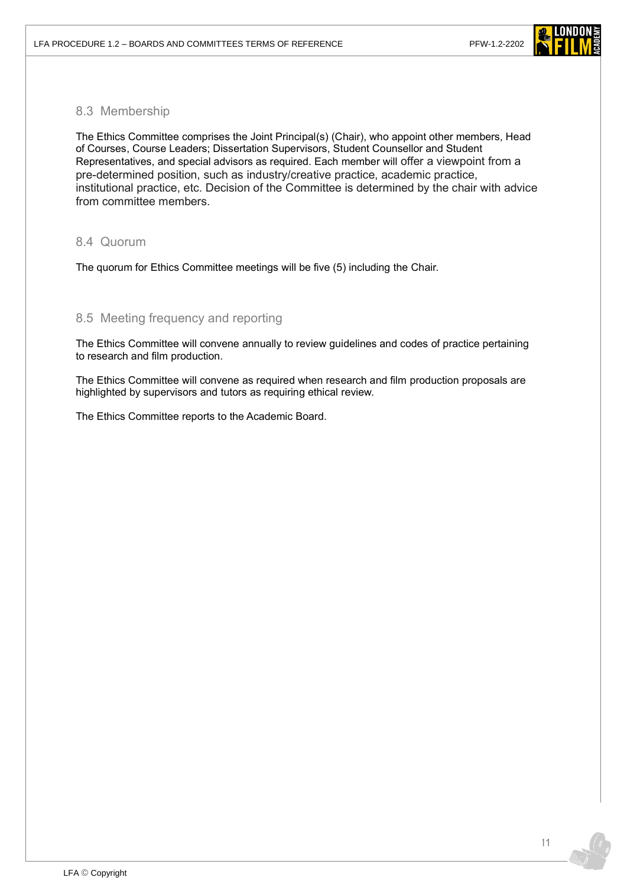## 8.3 Membership

The Ethics Committee comprises the Joint Principal(s) (Chair), who appoint other members, Head of Courses, Course Leaders; Dissertation Supervisors, Student Counsellor and Student Representatives, and special advisors as required. Each member will offer a viewpoint from a pre-determined position, such as industry/creative practice, academic practice, institutional practice, etc. Decision of the Committee is determined by the chair with advice from committee members.

## 8.4 Quorum

The quorum for Ethics Committee meetings will be five (5) including the Chair.

## 8.5 Meeting frequency and reporting

The Ethics Committee will convene annually to review guidelines and codes of practice pertaining to research and film production.

The Ethics Committee will convene as required when research and film production proposals are highlighted by supervisors and tutors as requiring ethical review.

The Ethics Committee reports to the Academic Board.